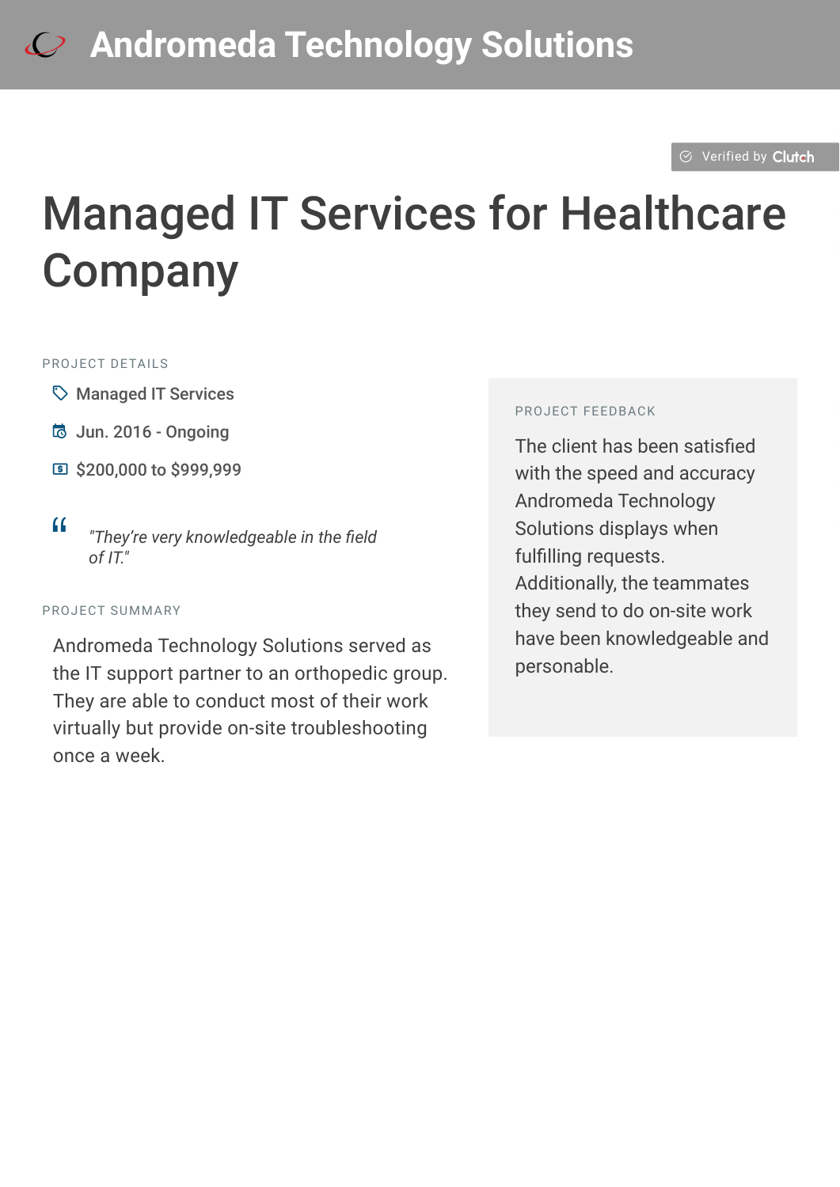# Andromeda Technology Solutions

Verified by Clutch

# Managed IT Services for Healthcare Company

PROJECT DETAILS

- Managed IT Services
- Jun. 2016 - Ongoing
- $200,000 to $999,999

> *"They're very knowledgeable in the field of IT."*

PROJECT SUMMARY

Andromeda Technology Solutions served as the IT support partner to an orthopedic group. They are able to conduct most of their work virtually but provide on-site troubleshooting once a week.

PROJECT FEEDBACK

The client has been satisfied with the speed and accuracy Andromeda Technology Solutions displays when fulfilling requests. Additionally, the teammates they send to do on-site work have been knowledgeable and personable.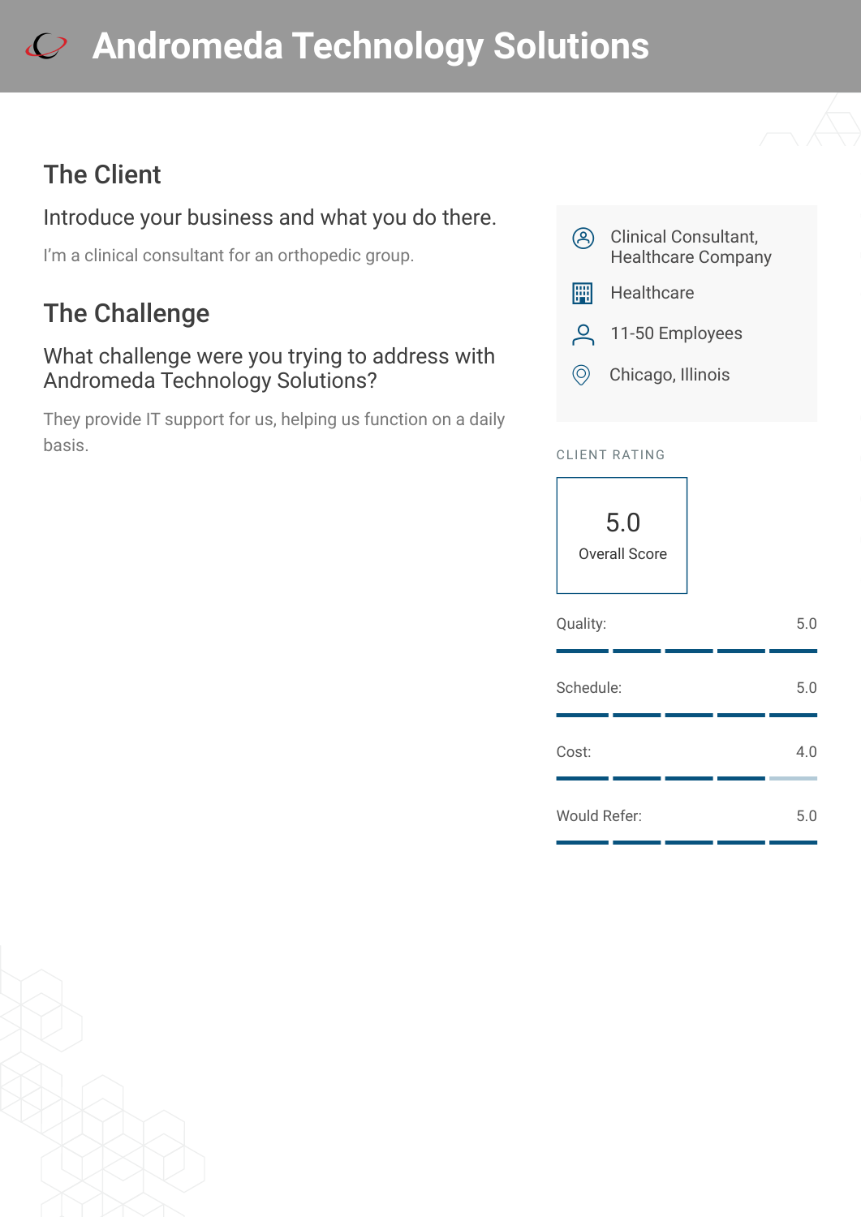# Andromeda Technology Solutions

## The Client

### Introduce your business and what you do there.

I'm a clinical consultant for an orthopedic group.

## The Challenge

### What challenge were you trying to address with Andromeda Technology Solutions?

They provide IT support for us, helping us function on a daily basis.

- Clinical Consultant, Healthcare Company
- Healthcare
- 11-50 Employees
- Chicago, Illinois

CLIENT RATING

5.0
Overall Score

| Category | Score |
| --- | --- |
| Quality: | 5.0 |
| Schedule: | 5.0 |
| Cost: | 4.0 |
| Would Refer: | 5.0 |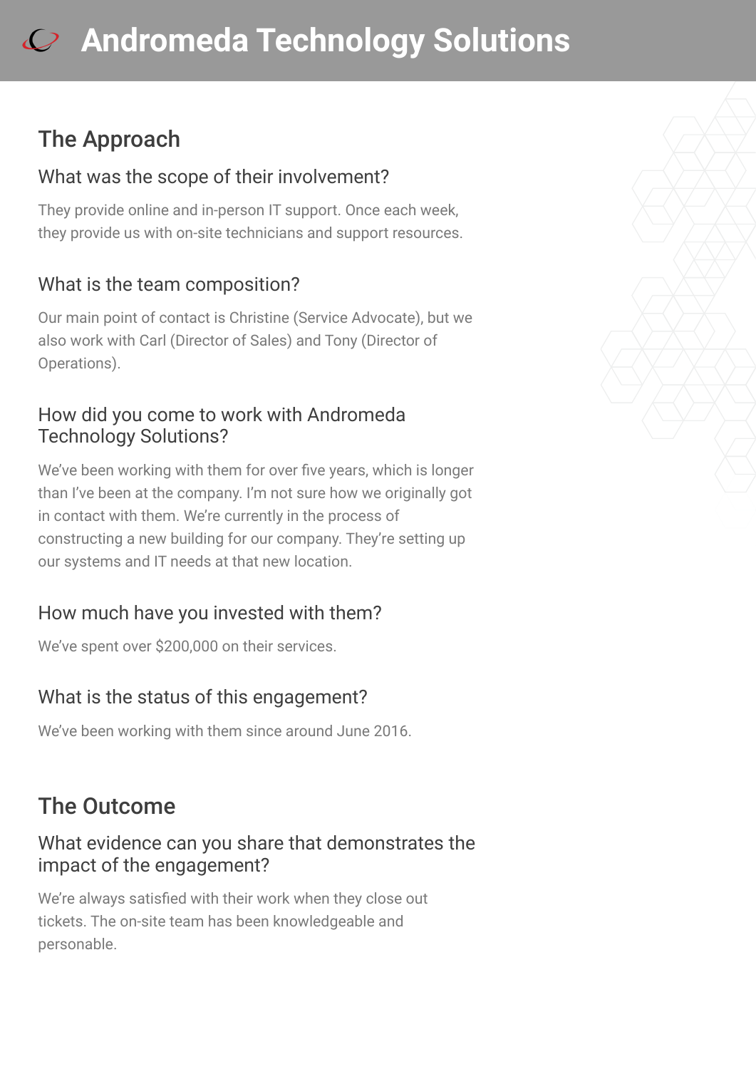## The Approach

### What was the scope of their involvement?

They provide online and in-person IT support. Once each week, they provide us with on-site technicians and support resources.

### What is the team composition?

Our main point of contact is Christine (Service Advocate), but we also work with Carl (Director of Sales) and Tony (Director of Operations).

### How did you come to work with Andromeda Technology Solutions?

We've been working with them for over five years, which is longer than I've been at the company. I'm not sure how we originally got in contact with them. We're currently in the process of constructing a new building for our company. They're setting up our systems and IT needs at that new location.

### How much have you invested with them?

We've spent over $200,000 on their services.

### What is the status of this engagement?

We've been working with them since around June 2016.

## The Outcome

### What evidence can you share that demonstrates the impact of the engagement?

We're always satisfied with their work when they close out tickets. The on-site team has been knowledgeable and personable.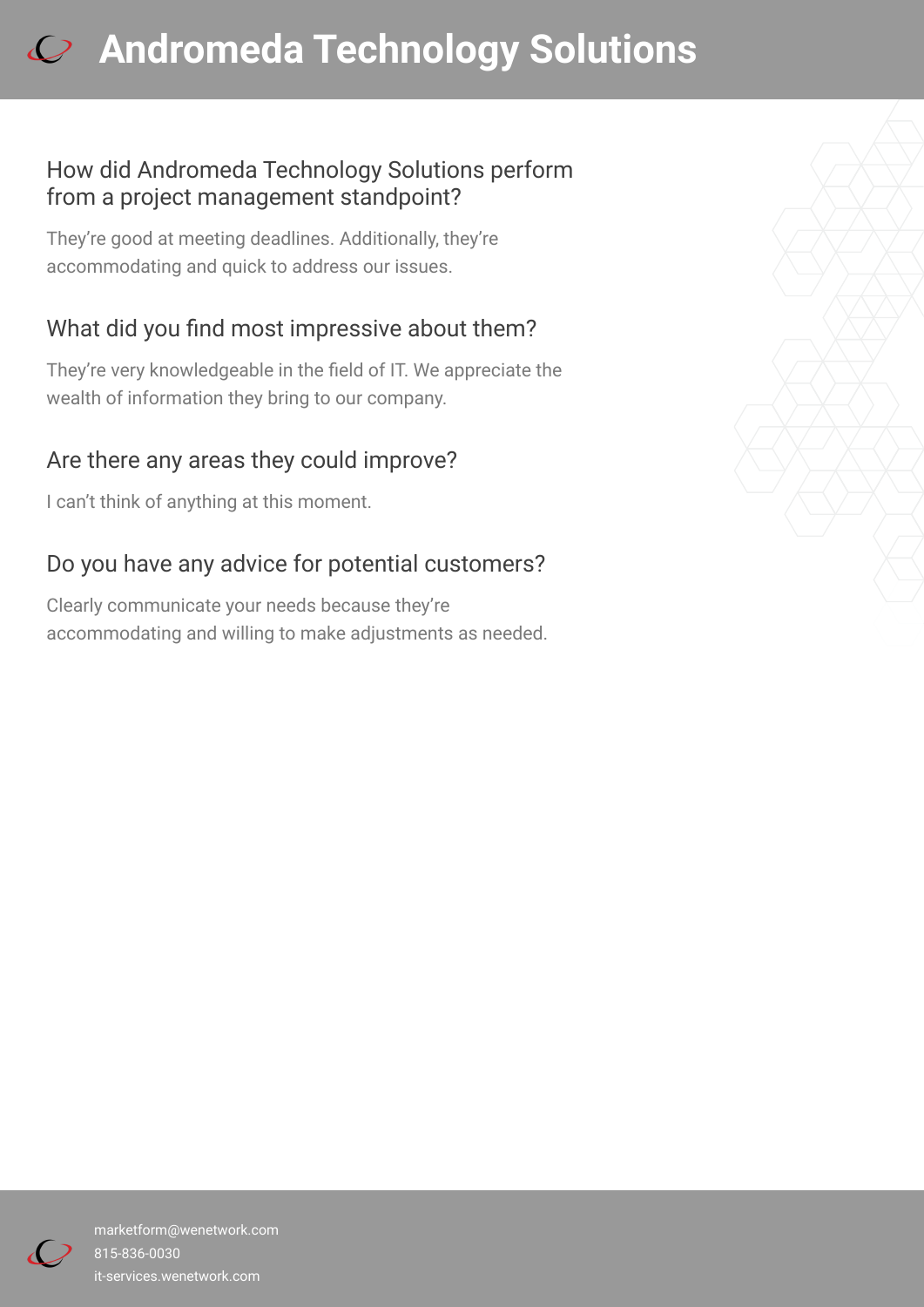### How did Andromeda Technology Solutions perform from a project management standpoint?

They're good at meeting deadlines. Additionally, they're accommodating and quick to address our issues.

### What did you find most impressive about them?

They're very knowledgeable in the field of IT. We appreciate the wealth of information they bring to our company.

### Are there any areas they could improve?

I can't think of anything at this moment.

### Do you have any advice for potential customers?

Clearly communicate your needs because they're accommodating and willing to make adjustments as needed.